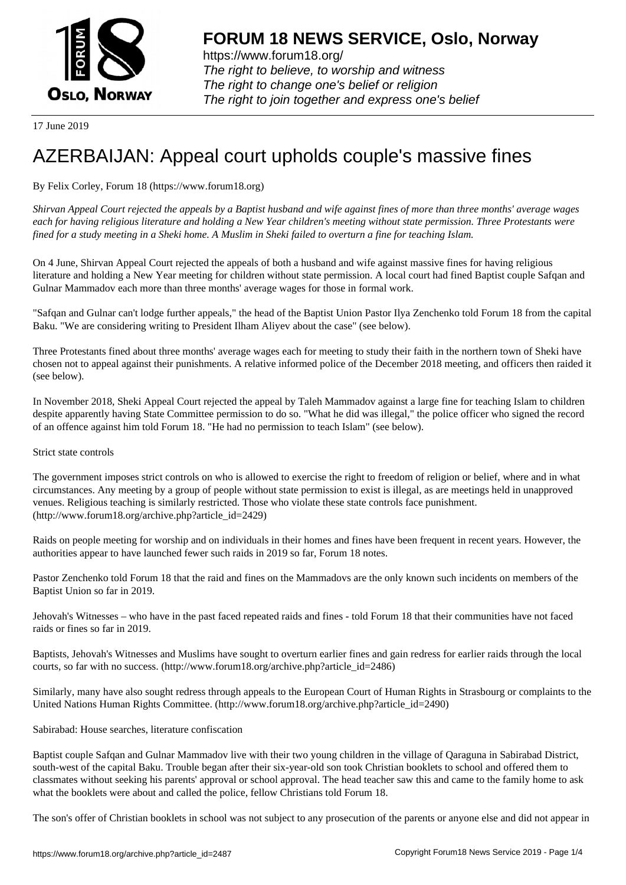**FORUM 18 NEWS SERVICE, Oslo, Norway**

https://www.forum18.org/
*The right to believe, to worship and witness*
*The right to change one's belief or religion*
*The right to join together and express one's belief*

17 June 2019

# AZERBAIJAN: Appeal court upholds couple's massive fines

By Felix Corley, Forum 18 (https://www.forum18.org)

*Shirvan Appeal Court rejected the appeals by a Baptist husband and wife against fines of more than three months' average wages each for having religious literature and holding a New Year children's meeting without state permission. Three Protestants were fined for a study meeting in a Sheki home. A Muslim in Sheki failed to overturn a fine for teaching Islam.*

On 4 June, Shirvan Appeal Court rejected the appeals of both a husband and wife against massive fines for having religious literature and holding a New Year meeting for children without state permission. A local court had fined Baptist couple Safqan and Gulnar Mammadov each more than three months' average wages for those in formal work.

"Safqan and Gulnar can't lodge further appeals," the head of the Baptist Union Pastor Ilya Zenchenko told Forum 18 from the capital Baku. "We are considering writing to President Ilham Aliyev about the case" (see below).

Three Protestants fined about three months' average wages each for meeting to study their faith in the northern town of Sheki have chosen not to appeal against their punishments. A relative informed police of the December 2018 meeting, and officers then raided it (see below).

In November 2018, Sheki Appeal Court rejected the appeal by Taleh Mammadov against a large fine for teaching Islam to children despite apparently having State Committee permission to do so. "What he did was illegal," the police officer who signed the record of an offence against him told Forum 18. "He had no permission to teach Islam" (see below).

## Strict state controls

The government imposes strict controls on who is allowed to exercise the right to freedom of religion or belief, where and in what circumstances. Any meeting by a group of people without state permission to exist is illegal, as are meetings held in unapproved venues. Religious teaching is similarly restricted. Those who violate these state controls face punishment. (http://www.forum18.org/archive.php?article_id=2429)

Raids on people meeting for worship and on individuals in their homes and fines have been frequent in recent years. However, the authorities appear to have launched fewer such raids in 2019 so far, Forum 18 notes.

Pastor Zenchenko told Forum 18 that the raid and fines on the Mammadovs are the only known such incidents on members of the Baptist Union so far in 2019.

Jehovah's Witnesses – who have in the past faced repeated raids and fines - told Forum 18 that their communities have not faced raids or fines so far in 2019.

Baptists, Jehovah's Witnesses and Muslims have sought to overturn earlier fines and gain redress for earlier raids through the local courts, so far with no success. (http://www.forum18.org/archive.php?article_id=2486)

Similarly, many have also sought redress through appeals to the European Court of Human Rights in Strasbourg or complaints to the United Nations Human Rights Committee. (http://www.forum18.org/archive.php?article_id=2490)

## Sabirabad: House searches, literature confiscation

Baptist couple Safqan and Gulnar Mammadov live with their two young children in the village of Qaraguna in Sabirabad District, south-west of the capital Baku. Trouble began after their six-year-old son took Christian booklets to school and offered them to classmates without seeking his parents' approval or school approval. The head teacher saw this and came to the family home to ask what the booklets were about and called the police, fellow Christians told Forum 18.

The son's offer of Christian booklets in school was not subject to any prosecution of the parents or anyone else and did not appear in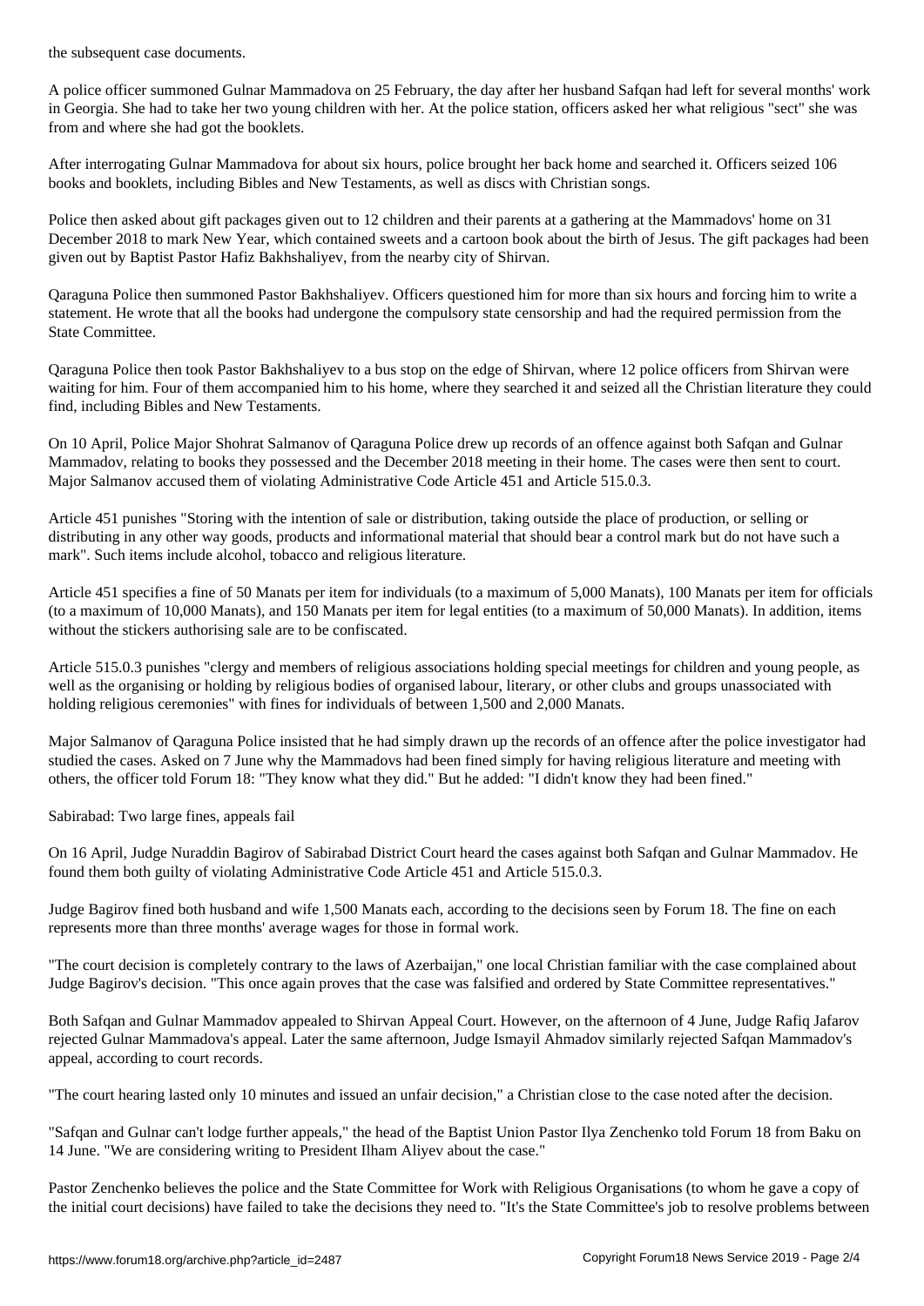the subsequent case documents.

A police officer summoned Gulnar Mammadova on 25 February, the day after her husband Safqan had left for several months' work in Georgia. She had to take her two young children with her. At the police station, officers asked her what religious "sect" she was from and where she had got the booklets.

After interrogating Gulnar Mammadova for about six hours, police brought her back home and searched it. Officers seized 106 books and booklets, including Bibles and New Testaments, as well as discs with Christian songs.

Police then asked about gift packages given out to 12 children and their parents at a gathering at the Mammadovs' home on 31 December 2018 to mark New Year, which contained sweets and a cartoon book about the birth of Jesus. The gift packages had been given out by Baptist Pastor Hafiz Bakhshaliyev, from the nearby city of Shirvan.

Qaraguna Police then summoned Pastor Bakhshaliyev. Officers questioned him for more than six hours and forcing him to write a statement. He wrote that all the books had undergone the compulsory state censorship and had the required permission from the State Committee.

Qaraguna Police then took Pastor Bakhshaliyev to a bus stop on the edge of Shirvan, where 12 police officers from Shirvan were waiting for him. Four of them accompanied him to his home, where they searched it and seized all the Christian literature they could find, including Bibles and New Testaments.

On 10 April, Police Major Shohrat Salmanov of Qaraguna Police drew up records of an offence against both Safqan and Gulnar Mammadov, relating to books they possessed and the December 2018 meeting in their home. The cases were then sent to court. Major Salmanov accused them of violating Administrative Code Article 451 and Article 515.0.3.

Article 451 punishes "Storing with the intention of sale or distribution, taking outside the place of production, or selling or distributing in any other way goods, products and informational material that should bear a control mark but do not have such a mark". Such items include alcohol, tobacco and religious literature.

Article 451 specifies a fine of 50 Manats per item for individuals (to a maximum of 5,000 Manats), 100 Manats per item for officials (to a maximum of 10,000 Manats), and 150 Manats per item for legal entities (to a maximum of 50,000 Manats). In addition, items without the stickers authorising sale are to be confiscated.

Article 515.0.3 punishes "clergy and members of religious associations holding special meetings for children and young people, as well as the organising or holding by religious bodies of organised labour, literary, or other clubs and groups unassociated with holding religious ceremonies" with fines for individuals of between 1,500 and 2,000 Manats.

Major Salmanov of Qaraguna Police insisted that he had simply drawn up the records of an offence after the police investigator had studied the cases. Asked on 7 June why the Mammadovs had been fined simply for having religious literature and meeting with others, the officer told Forum 18: "They know what they did." But he added: "I didn't know they had been fined."

## Sabirabad: Two large fines, appeals fail

On 16 April, Judge Nuraddin Bagirov of Sabirabad District Court heard the cases against both Safqan and Gulnar Mammadov. He found them both guilty of violating Administrative Code Article 451 and Article 515.0.3.

Judge Bagirov fined both husband and wife 1,500 Manats each, according to the decisions seen by Forum 18. The fine on each represents more than three months' average wages for those in formal work.

"The court decision is completely contrary to the laws of Azerbaijan," one local Christian familiar with the case complained about Judge Bagirov's decision. "This once again proves that the case was falsified and ordered by State Committee representatives."

Both Safqan and Gulnar Mammadov appealed to Shirvan Appeal Court. However, on the afternoon of 4 June, Judge Rafiq Jafarov rejected Gulnar Mammadova's appeal. Later the same afternoon, Judge Ismayil Ahmadov similarly rejected Safqan Mammadov's appeal, according to court records.

"The court hearing lasted only 10 minutes and issued an unfair decision," a Christian close to the case noted after the decision.

"Safqan and Gulnar can't lodge further appeals," the head of the Baptist Union Pastor Ilya Zenchenko told Forum 18 from Baku on 14 June. "We are considering writing to President Ilham Aliyev about the case."

Pastor Zenchenko believes the police and the State Committee for Work with Religious Organisations (to whom he gave a copy of the initial court decisions) have failed to take the decisions they need to. "It's the State Committee's job to resolve problems between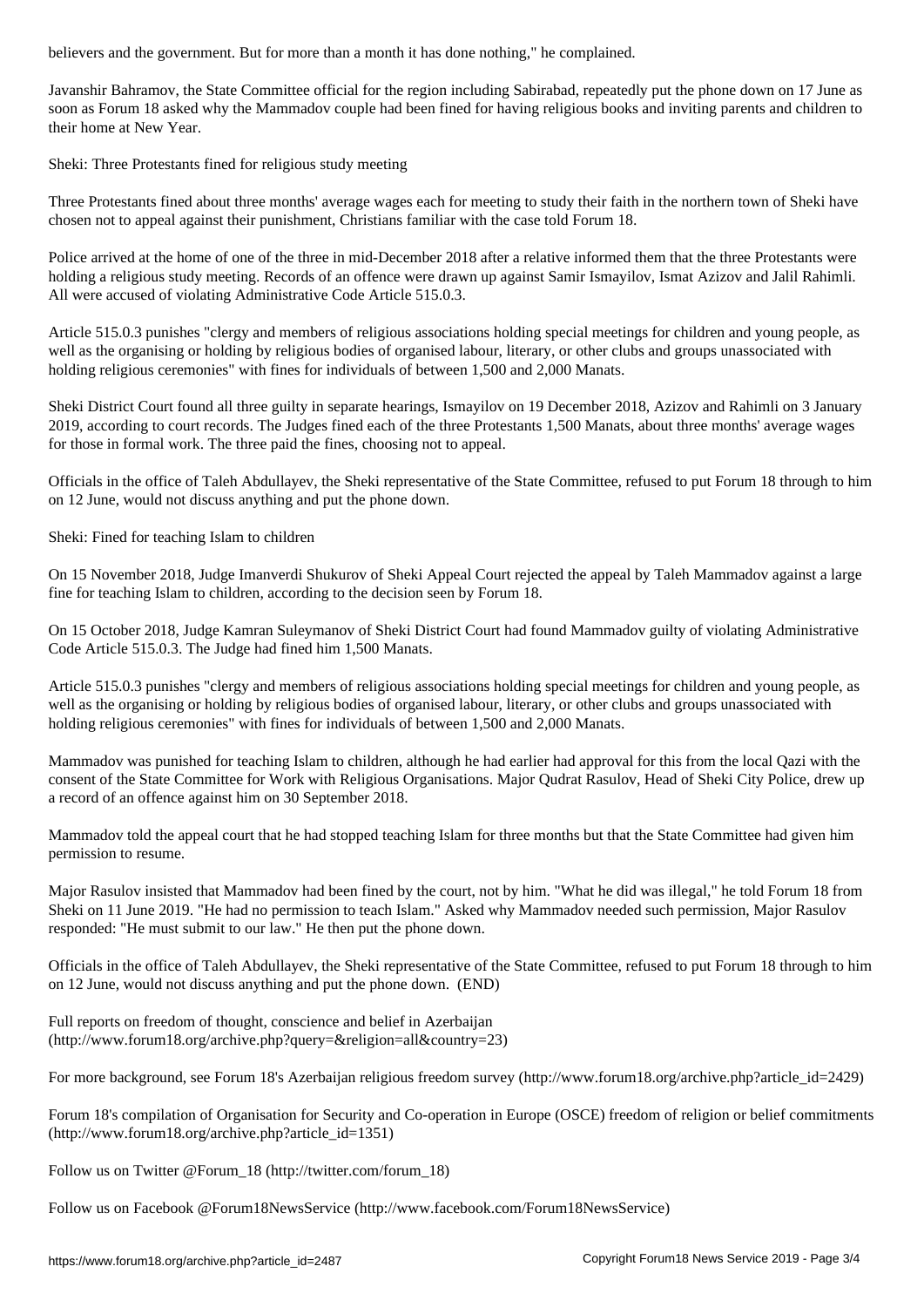believers and the government. But for more than a month it has done nothing," he complained.

Javanshir Bahramov, the State Committee official for the region including Sabirabad, repeatedly put the phone down on 17 June as soon as Forum 18 asked why the Mammadov couple had been fined for having religious books and inviting parents and children to their home at New Year.

## Sheki: Three Protestants fined for religious study meeting

Three Protestants fined about three months' average wages each for meeting to study their faith in the northern town of Sheki have chosen not to appeal against their punishment, Christians familiar with the case told Forum 18.

Police arrived at the home of one of the three in mid-December 2018 after a relative informed them that the three Protestants were holding a religious study meeting. Records of an offence were drawn up against Samir Ismayilov, Ismat Azizov and Jalil Rahimli. All were accused of violating Administrative Code Article 515.0.3.

Article 515.0.3 punishes "clergy and members of religious associations holding special meetings for children and young people, as well as the organising or holding by religious bodies of organised labour, literary, or other clubs and groups unassociated with holding religious ceremonies" with fines for individuals of between 1,500 and 2,000 Manats.

Sheki District Court found all three guilty in separate hearings, Ismayilov on 19 December 2018, Azizov and Rahimli on 3 January 2019, according to court records. The Judges fined each of the three Protestants 1,500 Manats, about three months' average wages for those in formal work. The three paid the fines, choosing not to appeal.

Officials in the office of Taleh Abdullayev, the Sheki representative of the State Committee, refused to put Forum 18 through to him on 12 June, would not discuss anything and put the phone down.

## Sheki: Fined for teaching Islam to children

On 15 November 2018, Judge Imanverdi Shukurov of Sheki Appeal Court rejected the appeal by Taleh Mammadov against a large fine for teaching Islam to children, according to the decision seen by Forum 18.

On 15 October 2018, Judge Kamran Suleymanov of Sheki District Court had found Mammadov guilty of violating Administrative Code Article 515.0.3. The Judge had fined him 1,500 Manats.

Article 515.0.3 punishes "clergy and members of religious associations holding special meetings for children and young people, as well as the organising or holding by religious bodies of organised labour, literary, or other clubs and groups unassociated with holding religious ceremonies" with fines for individuals of between 1,500 and 2,000 Manats.

Mammadov was punished for teaching Islam to children, although he had earlier had approval for this from the local Qazi with the consent of the State Committee for Work with Religious Organisations. Major Qudrat Rasulov, Head of Sheki City Police, drew up a record of an offence against him on 30 September 2018.

Mammadov told the appeal court that he had stopped teaching Islam for three months but that the State Committee had given him permission to resume.

Major Rasulov insisted that Mammadov had been fined by the court, not by him. "What he did was illegal," he told Forum 18 from Sheki on 11 June 2019. "He had no permission to teach Islam." Asked why Mammadov needed such permission, Major Rasulov responded: "He must submit to our law." He then put the phone down.

Officials in the office of Taleh Abdullayev, the Sheki representative of the State Committee, refused to put Forum 18 through to him on 12 June, would not discuss anything and put the phone down. (END)

Full reports on freedom of thought, conscience and belief in Azerbaijan (http://www.forum18.org/archive.php?query=&religion=all&country=23)

For more background, see Forum 18's Azerbaijan religious freedom survey (http://www.forum18.org/archive.php?article_id=2429)

Forum 18's compilation of Organisation for Security and Co-operation in Europe (OSCE) freedom of religion or belief commitments (http://www.forum18.org/archive.php?article_id=1351)

Follow us on Twitter @Forum_18 (http://twitter.com/forum_18)

Follow us on Facebook @Forum18NewsService (http://www.facebook.com/Forum18NewsService)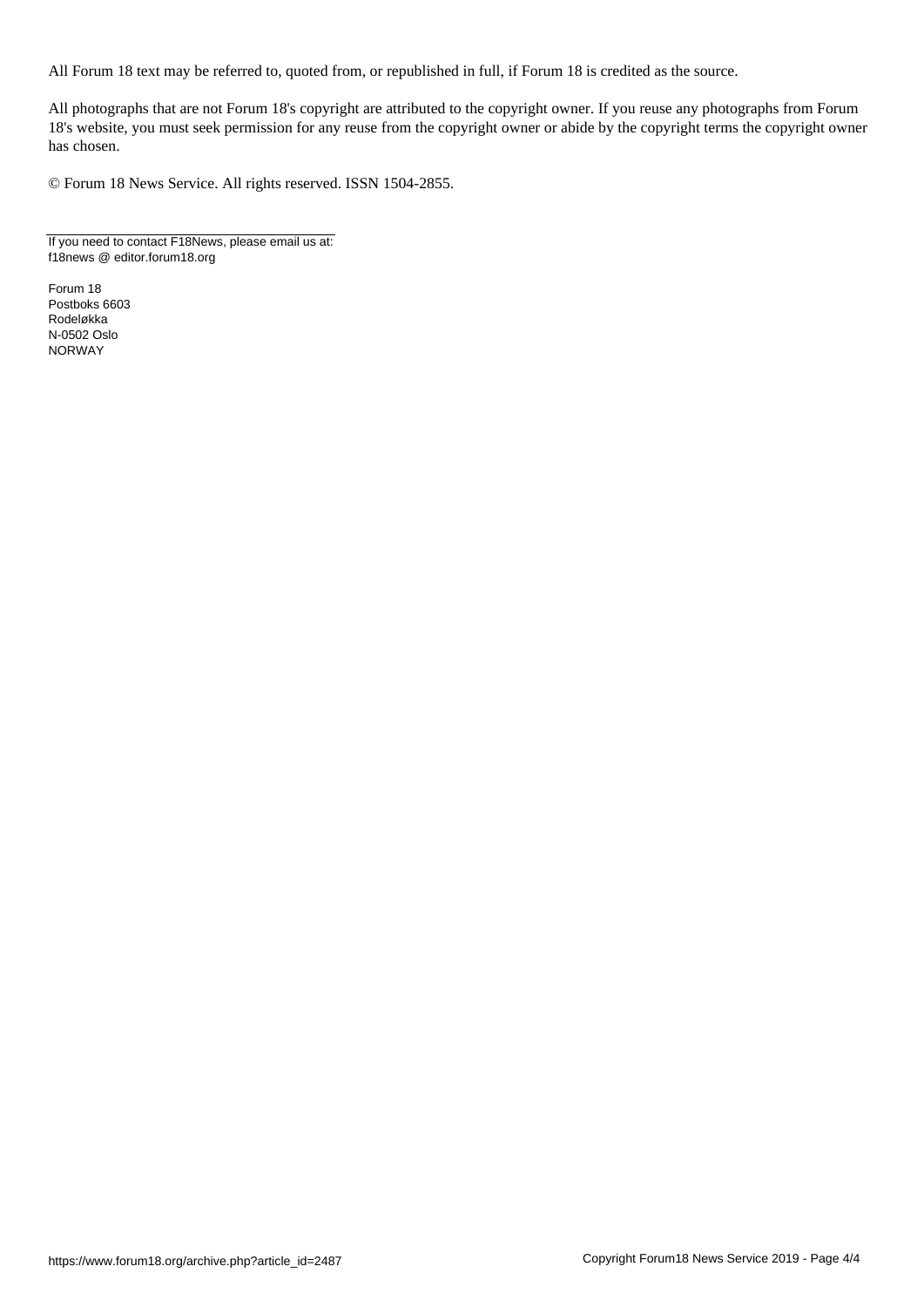All Forum 18 text may be referred to, quoted from, or republished in full, if Forum 18 is credited as the source.

All photographs that are not Forum 18's copyright are attributed to the copyright owner. If you reuse any photographs from Forum 18's website, you must seek permission for any reuse from the copyright owner or abide by the copyright terms the copyright owner has chosen.

© Forum 18 News Service. All rights reserved. ISSN 1504-2855.

---

If you need to contact F18News, please email us at:
f18news @ editor.forum18.org

Forum 18
Postboks 6603
Rodeløkka
N-0502 Oslo
NORWAY